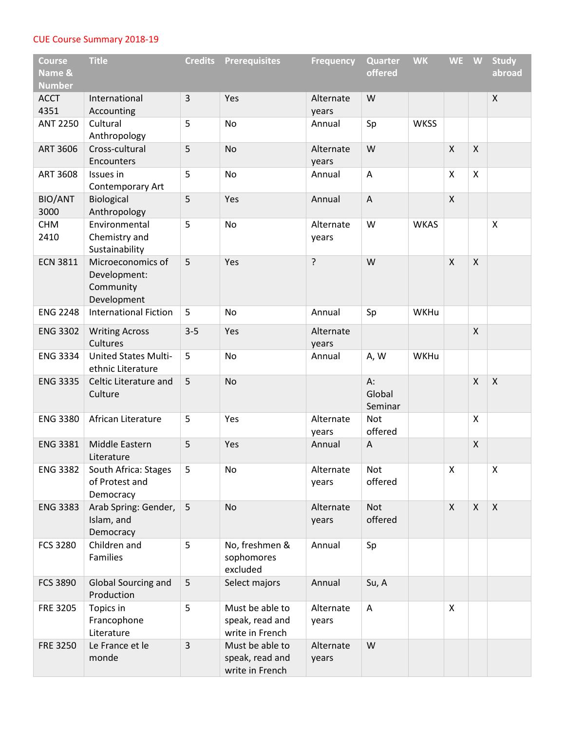CUE Course Summary 2018-19

| Course Name & Number | Title | Credits | Prerequisites | Frequency | Quarter offered | WK | WE | W | Study abroad |
|---|---|---|---|---|---|---|---|---|---|
| ACCT 4351 | International Accounting | 3 | Yes | Alternate years | W | | | | X |
| ANT 2250 | Cultural Anthropology | 5 | No | Annual | Sp | WKSS | | | |
| ART 3606 | Cross-cultural Encounters | 5 | No | Alternate years | W | | X | X | |
| ART 3608 | Issues in Contemporary Art | 5 | No | Annual | A | | X | X | |
| BIO/ANT 3000 | Biological Anthropology | 5 | Yes | Annual | A | | X | | |
| CHM 2410 | Environmental Chemistry and Sustainability | 5 | No | Alternate years | W | WKAS | | | X |
| ECN 3811 | Microeconomics of Development: Community Development | 5 | Yes | ? | W | | X | X | |
| ENG 2248 | International Fiction | 5 | No | Annual | Sp | WKHu | | | |
| ENG 3302 | Writing Across Cultures | 3-5 | Yes | Alternate years | | | | X | |
| ENG 3334 | United States Multi-ethnic Literature | 5 | No | Annual | A, W | WKHu | | | |
| ENG 3335 | Celtic Literature and Culture | 5 | No | | A: Global Seminar | | | X | X |
| ENG 3380 | African Literature | 5 | Yes | Alternate years | Not offered | | | X | |
| ENG 3381 | Middle Eastern Literature | 5 | Yes | Annual | A | | | X | |
| ENG 3382 | South Africa: Stages of Protest and Democracy | 5 | No | Alternate years | Not offered | | X | | X |
| ENG 3383 | Arab Spring: Gender, Islam, and Democracy | 5 | No | Alternate years | Not offered | | X | X | X |
| FCS 3280 | Children and Families | 5 | No, freshmen & sophomores excluded | Annual | Sp | | | | |
| FCS 3890 | Global Sourcing and Production | 5 | Select majors | Annual | Su, A | | | | |
| FRE 3205 | Topics in Francophone Literature | 5 | Must be able to speak, read and write in French | Alternate years | A | | X | | |
| FRE 3250 | Le France et le monde | 3 | Must be able to speak, read and write in French | Alternate years | W | | | | |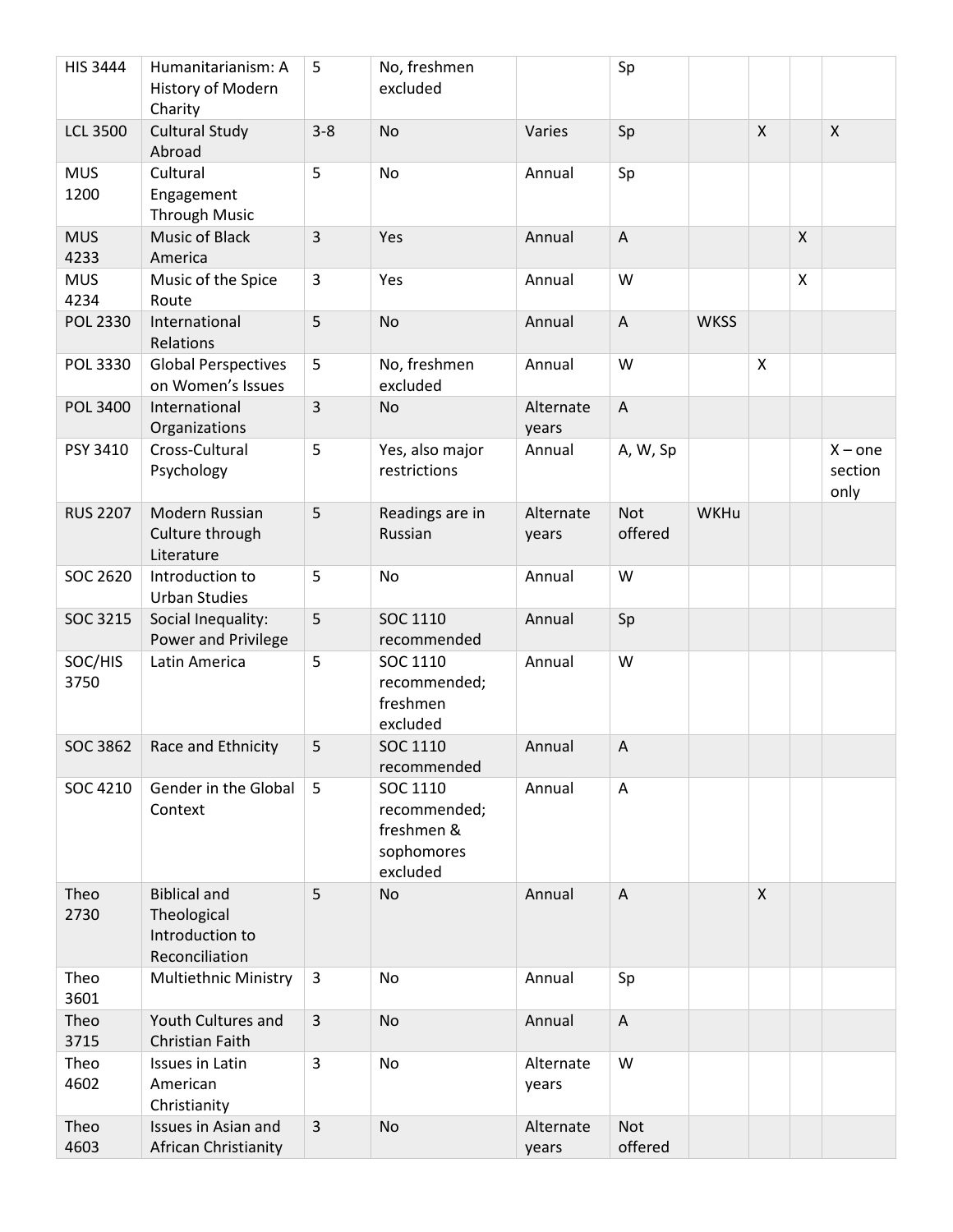| | | | | | | | | | |
|---|---|---|---|---|---|---|---|---|---|
| HIS 3444 | Humanitarianism: A History of Modern Charity | 5 | No, freshmen excluded | | Sp | | | | |
| LCL 3500 | Cultural Study Abroad | 3-8 | No | Varies | Sp | | X | | X |
| MUS 1200 | Cultural Engagement Through Music | 5 | No | Annual | Sp | | | | |
| MUS 4233 | Music of Black America | 3 | Yes | Annual | A | | | X | |
| MUS 4234 | Music of the Spice Route | 3 | Yes | Annual | W | | | X | |
| POL 2330 | International Relations | 5 | No | Annual | A | WKSS | | | |
| POL 3330 | Global Perspectives on Women's Issues | 5 | No, freshmen excluded | Annual | W | | X | | |
| POL 3400 | International Organizations | 3 | No | Alternate years | A | | | | |
| PSY 3410 | Cross-Cultural Psychology | 5 | Yes, also major restrictions | Annual | A, W, Sp | | | | X – one section only |
| RUS 2207 | Modern Russian Culture through Literature | 5 | Readings are in Russian | Alternate years | Not offered | WKHu | | | |
| SOC 2620 | Introduction to Urban Studies | 5 | No | Annual | W | | | | |
| SOC 3215 | Social Inequality: Power and Privilege | 5 | SOC 1110 recommended | Annual | Sp | | | | |
| SOC/HIS 3750 | Latin America | 5 | SOC 1110 recommended; freshmen excluded | Annual | W | | | | |
| SOC 3862 | Race and Ethnicity | 5 | SOC 1110 recommended | Annual | A | | | | |
| SOC 4210 | Gender in the Global Context | 5 | SOC 1110 recommended; freshmen & sophomores excluded | Annual | A | | | | |
| Theo 2730 | Biblical and Theological Introduction to Reconciliation | 5 | No | Annual | A | | X | | |
| Theo 3601 | Multiethnic Ministry | 3 | No | Annual | Sp | | | | |
| Theo 3715 | Youth Cultures and Christian Faith | 3 | No | Annual | A | | | | |
| Theo 4602 | Issues in Latin American Christianity | 3 | No | Alternate years | W | | | | |
| Theo 4603 | Issues in Asian and African Christianity | 3 | No | Alternate years | Not offered | | | | |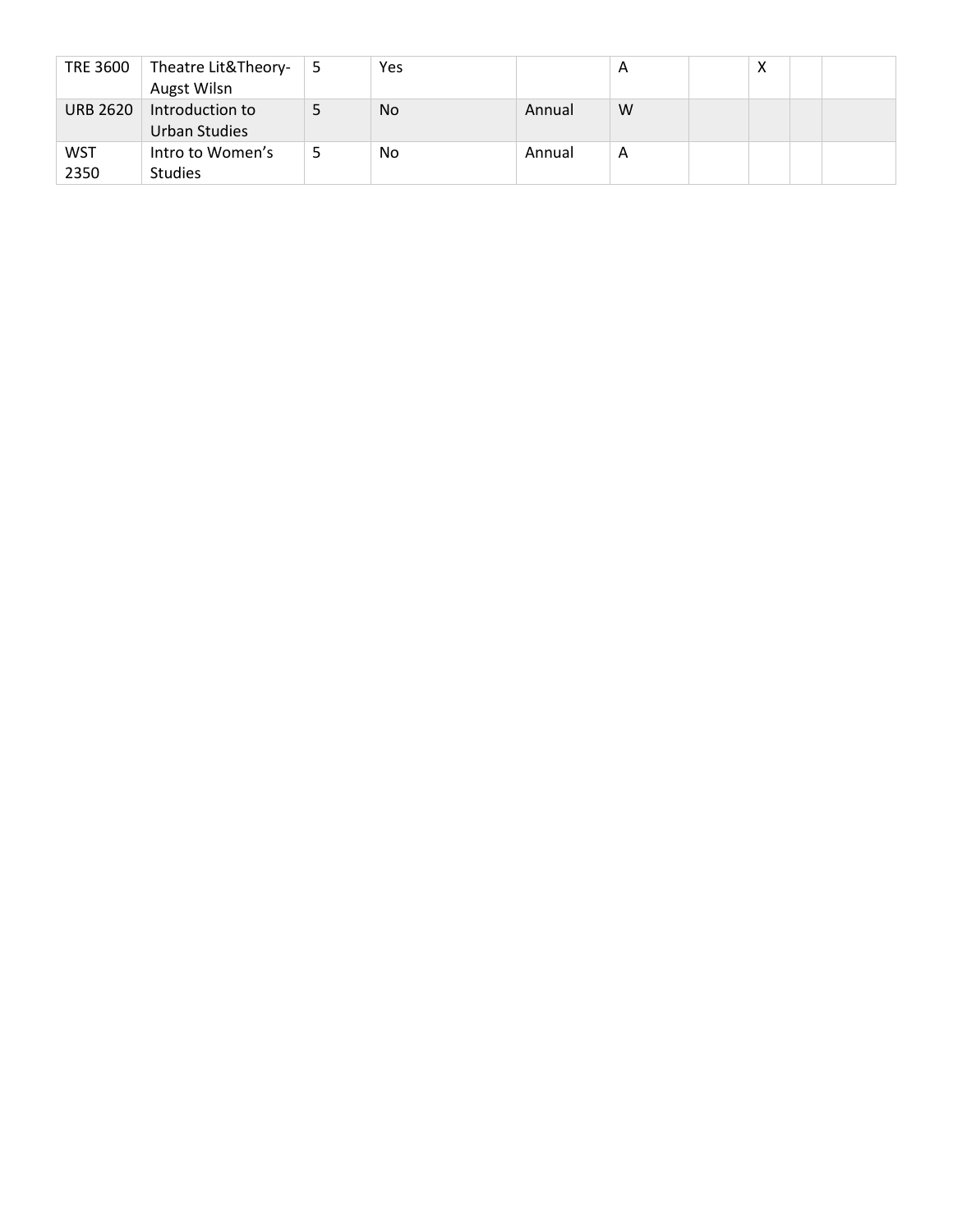| | | | | | | | | | |
|---|---|---|---|---|---|---|---|---|---|
| TRE 3600 | Theatre Lit&Theory-Augst Wilsn | 5 | Yes | | A | | X | | |
| URB 2620 | Introduction to Urban Studies | 5 | No | Annual | W | | | | |
| WST 2350 | Intro to Women's Studies | 5 | No | Annual | A | | | | |